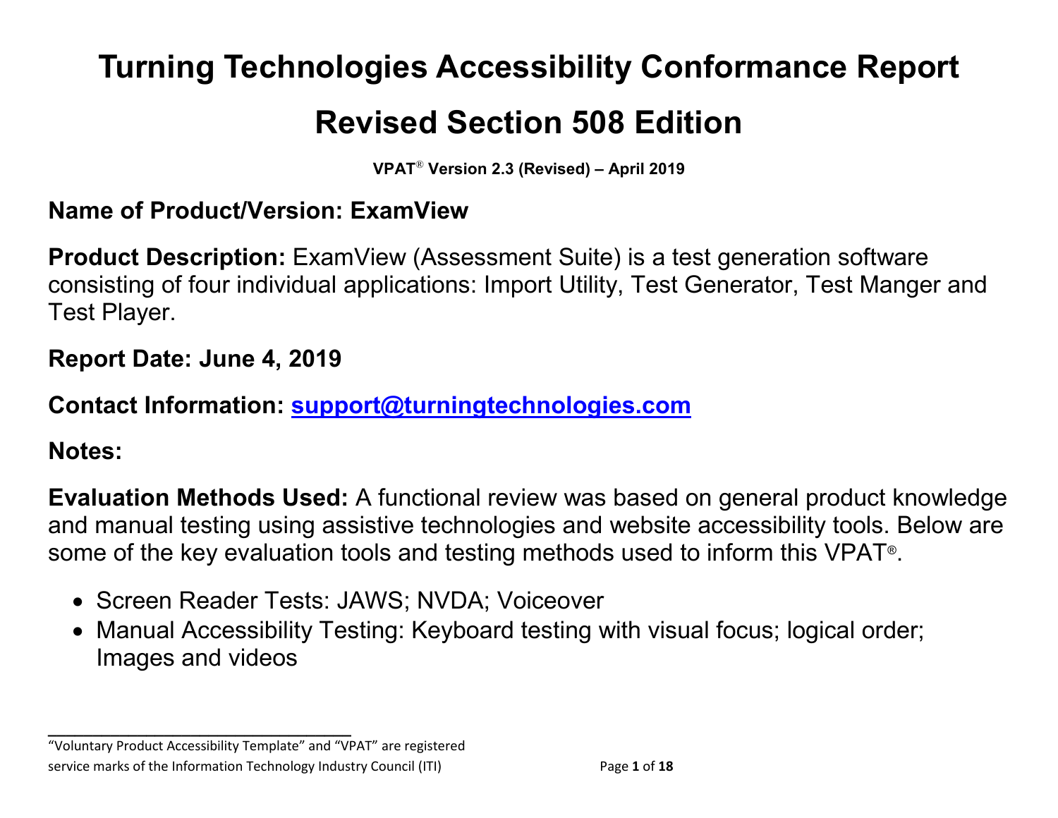# Turning Technologies Accessibility Conformance Report

# Revised Section 508 Edition

**VPAT® Version 2.3 (Revised) – April 2019**

**Name of Product/Version: ExamView**

**Product Description:** ExamView (Assessment Suite) is a test generation software consisting of four individual applications: Import Utility, Test Generator, Test Manger and Test Player.

**Report Date: June 4, 2019**

**Contact Information: [support@turningtechnologies.com](mailto:support@turningtechnologies.com)**

**Notes:**

**Evaluation Methods Used:** A functional review was based on general product knowledge and manual testing using assistive technologies and website accessibility tools. Below are some of the key evaluation tools and testing methods used to inform this VPAT®.

- Screen Reader Tests: JAWS; NVDA; Voiceover
- Manual Accessibility Testing: Keyboard testing with visual focus; logical order; Images and videos

---

"Voluntary Product Accessibility Template" and "VPAT" are registered service marks of the Information Technology Industry Council (ITI)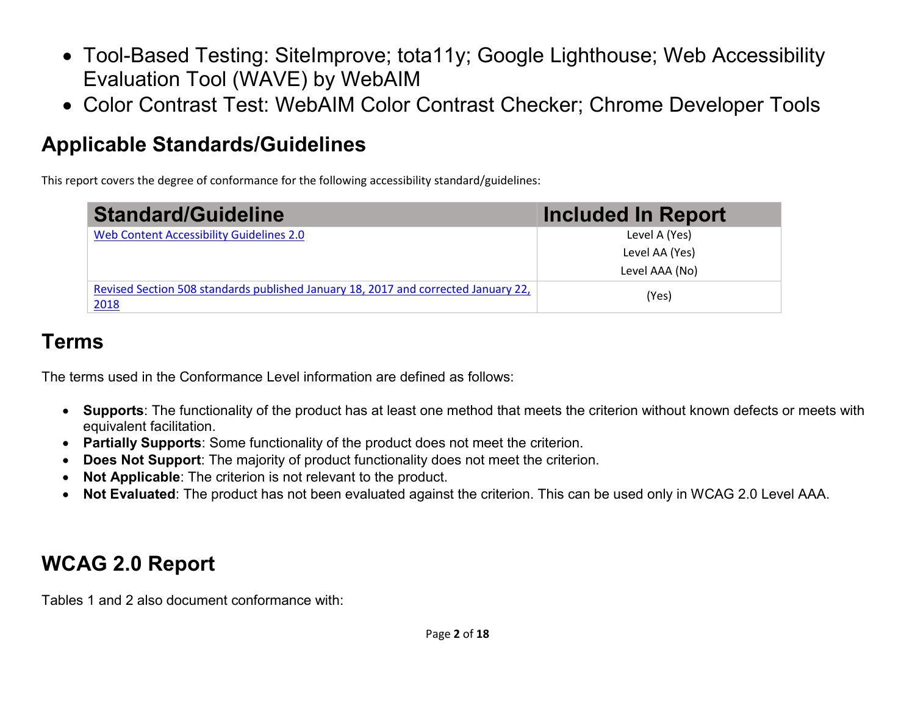- Tool-Based Testing: SiteImprove; tota11y; Google Lighthouse; Web Accessibility Evaluation Tool (WAVE) by WebAIM
- Color Contrast Test: WebAIM Color Contrast Checker; Chrome Developer Tools

## Applicable Standards/Guidelines

This report covers the degree of conformance for the following accessibility standard/guidelines:

| Standard/Guideline | Included In Report |
| --- | --- |
| Web Content Accessibility Guidelines 2.0 | Level A (Yes)<br>Level AA (Yes)<br>Level AAA (No) |
| Revised Section 508 standards published January 18, 2017 and corrected January 22, 2018 | (Yes) |

## Terms

The terms used in the Conformance Level information are defined as follows:

- **Supports**: The functionality of the product has at least one method that meets the criterion without known defects or meets with equivalent facilitation.
- **Partially Supports**: Some functionality of the product does not meet the criterion.
- **Does Not Support**: The majority of product functionality does not meet the criterion.
- **Not Applicable**: The criterion is not relevant to the product.
- **Not Evaluated**: The product has not been evaluated against the criterion. This can be used only in WCAG 2.0 Level AAA.

## WCAG 2.0 Report

Tables 1 and 2 also document conformance with: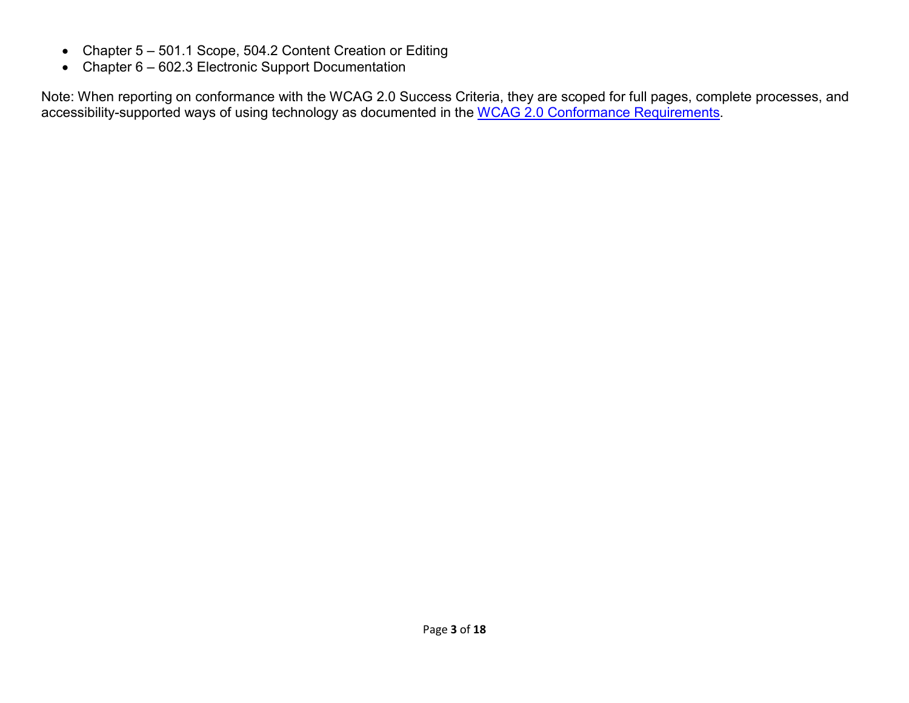- Chapter 5 – 501.1 Scope, 504.2 Content Creation or Editing
- Chapter 6 – 602.3 Electronic Support Documentation

Note: When reporting on conformance with the WCAG 2.0 Success Criteria, they are scoped for full pages, complete processes, and accessibility-supported ways of using technology as documented in the WCAG 2.0 Conformance Requirements.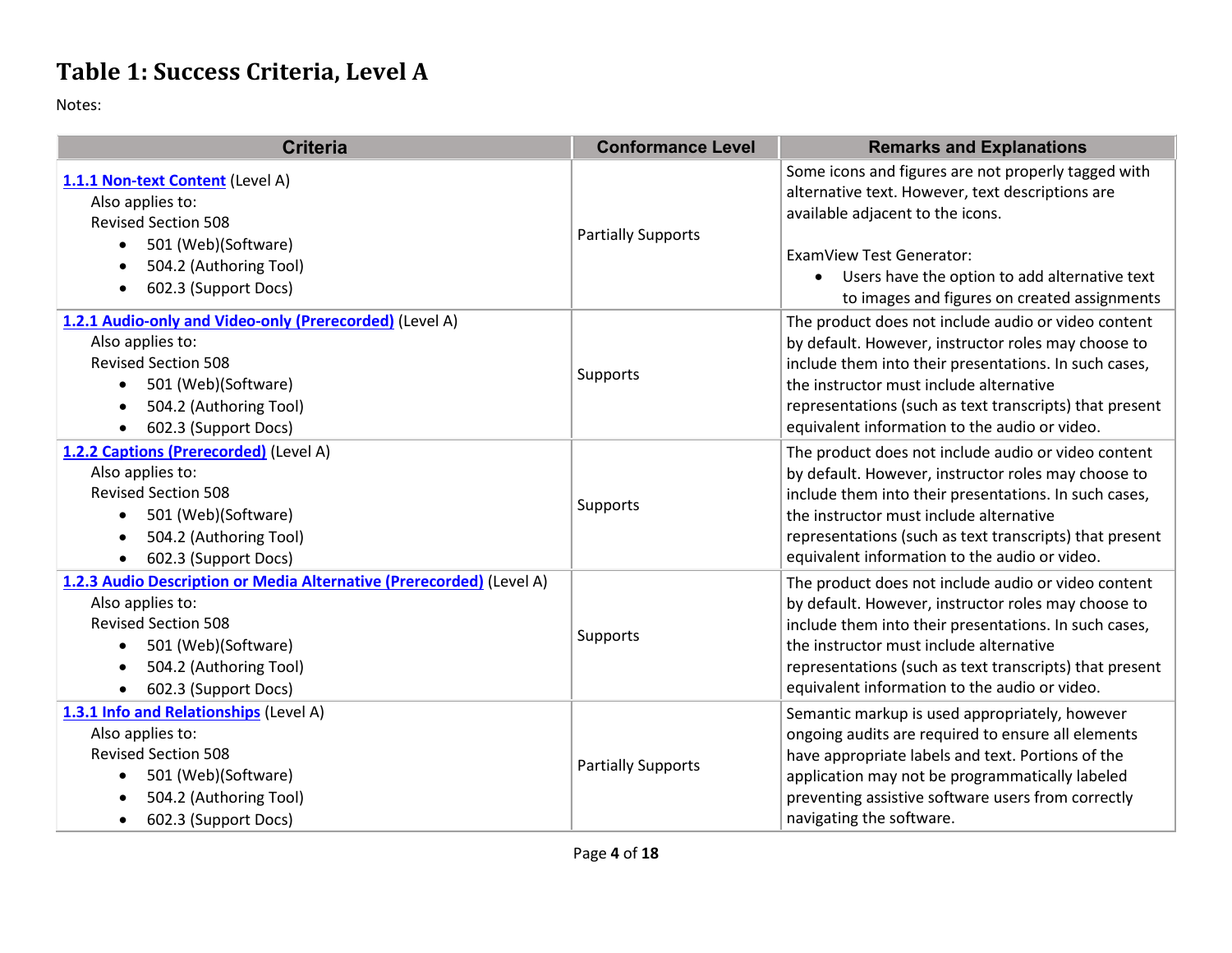# Table 1: Success Criteria, Level A

Notes:

| Criteria | Conformance Level | Remarks and Explanations |
|---|---|---|
| [1.1.1 Non-text Content](#) (Level A)<br>Also applies to:<br>Revised Section 508<br>• 501 (Web)(Software)<br>• 504.2 (Authoring Tool)<br>• 602.3 (Support Docs) | Partially Supports | Some icons and figures are not properly tagged with alternative text. However, text descriptions are available adjacent to the icons.<br><br>ExamView Test Generator:<br>• Users have the option to add alternative text to images and figures on created assignments |
| [1.2.1 Audio-only and Video-only (Prerecorded)](#) (Level A)<br>Also applies to:<br>Revised Section 508<br>• 501 (Web)(Software)<br>• 504.2 (Authoring Tool)<br>• 602.3 (Support Docs) | Supports | The product does not include audio or video content by default. However, instructor roles may choose to include them into their presentations. In such cases, the instructor must include alternative representations (such as text transcripts) that present equivalent information to the audio or video. |
| [1.2.2 Captions (Prerecorded)](#) (Level A)<br>Also applies to:<br>Revised Section 508<br>• 501 (Web)(Software)<br>• 504.2 (Authoring Tool)<br>• 602.3 (Support Docs) | Supports | The product does not include audio or video content by default. However, instructor roles may choose to include them into their presentations. In such cases, the instructor must include alternative representations (such as text transcripts) that present equivalent information to the audio or video. |
| [1.2.3 Audio Description or Media Alternative (Prerecorded)](#) (Level A)<br>Also applies to:<br>Revised Section 508<br>• 501 (Web)(Software)<br>• 504.2 (Authoring Tool)<br>• 602.3 (Support Docs) | Supports | The product does not include audio or video content by default. However, instructor roles may choose to include them into their presentations. In such cases, the instructor must include alternative representations (such as text transcripts) that present equivalent information to the audio or video. |
| [1.3.1 Info and Relationships](#) (Level A)<br>Also applies to:<br>Revised Section 508<br>• 501 (Web)(Software)<br>• 504.2 (Authoring Tool)<br>• 602.3 (Support Docs) | Partially Supports | Semantic markup is used appropriately, however ongoing audits are required to ensure all elements have appropriate labels and text. Portions of the application may not be programmatically labeled preventing assistive software users from correctly navigating the software. |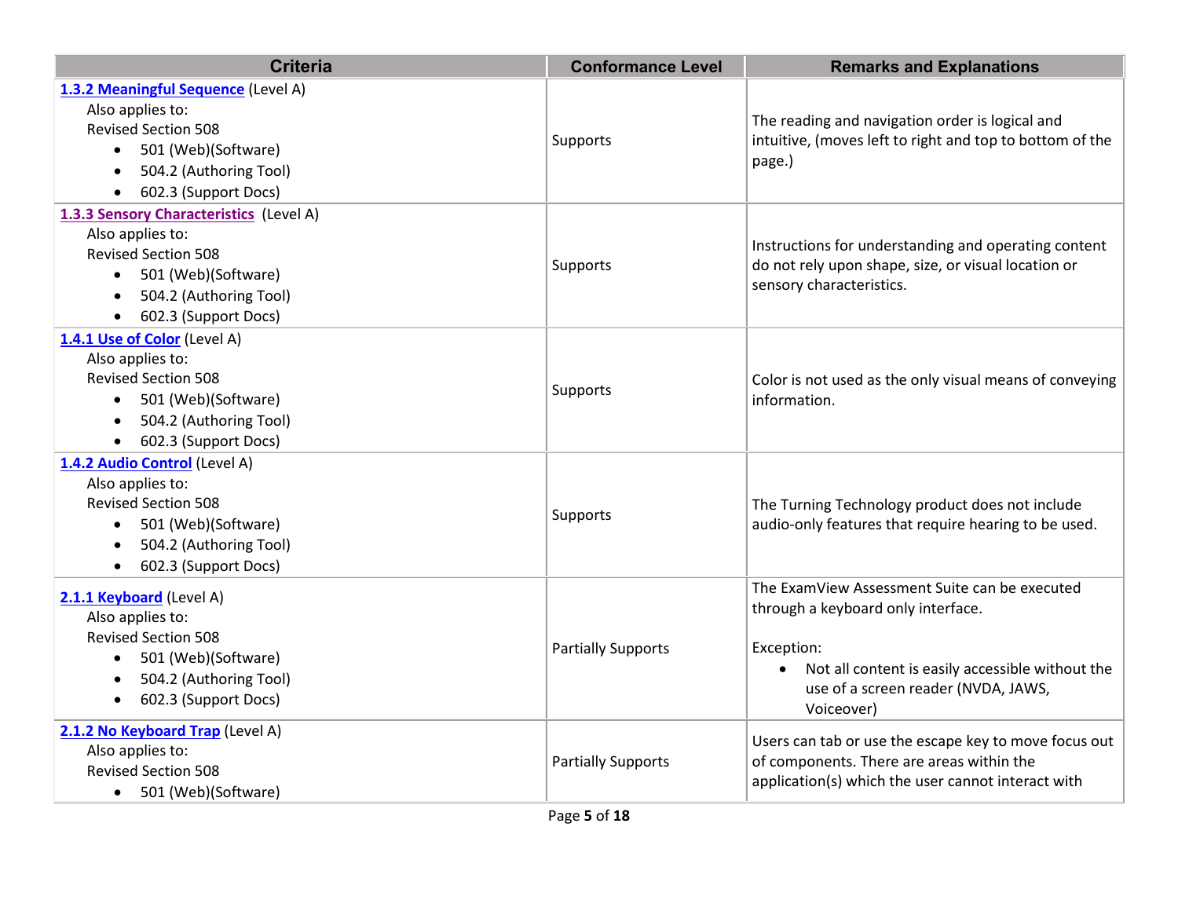| Criteria | Conformance Level | Remarks and Explanations |
| --- | --- | --- |
| **1.3.2 Meaningful Sequence** (Level A)<br>Also applies to:<br>Revised Section 508<br>• 501 (Web)(Software)<br>• 504.2 (Authoring Tool)<br>• 602.3 (Support Docs) | Supports | The reading and navigation order is logical and intuitive, (moves left to right and top to bottom of the page.) |
| **1.3.3 Sensory Characteristics** (Level A)<br>Also applies to:<br>Revised Section 508<br>• 501 (Web)(Software)<br>• 504.2 (Authoring Tool)<br>• 602.3 (Support Docs) | Supports | Instructions for understanding and operating content do not rely upon shape, size, or visual location or sensory characteristics. |
| **1.4.1 Use of Color** (Level A)<br>Also applies to:<br>Revised Section 508<br>• 501 (Web)(Software)<br>• 504.2 (Authoring Tool)<br>• 602.3 (Support Docs) | Supports | Color is not used as the only visual means of conveying information. |
| **1.4.2 Audio Control** (Level A)<br>Also applies to:<br>Revised Section 508<br>• 501 (Web)(Software)<br>• 504.2 (Authoring Tool)<br>• 602.3 (Support Docs) | Supports | The Turning Technology product does not include audio-only features that require hearing to be used. |
| **2.1.1 Keyboard** (Level A)<br>Also applies to:<br>Revised Section 508<br>• 501 (Web)(Software)<br>• 504.2 (Authoring Tool)<br>• 602.3 (Support Docs) | Partially Supports | The ExamView Assessment Suite can be executed through a keyboard only interface.<br><br>Exception:<br>• Not all content is easily accessible without the use of a screen reader (NVDA, JAWS, Voiceover) |
| **2.1.2 No Keyboard Trap** (Level A)<br>Also applies to:<br>Revised Section 508<br>• 501 (Web)(Software) | Partially Supports | Users can tab or use the escape key to move focus out of components. There are areas within the application(s) which the user cannot interact with |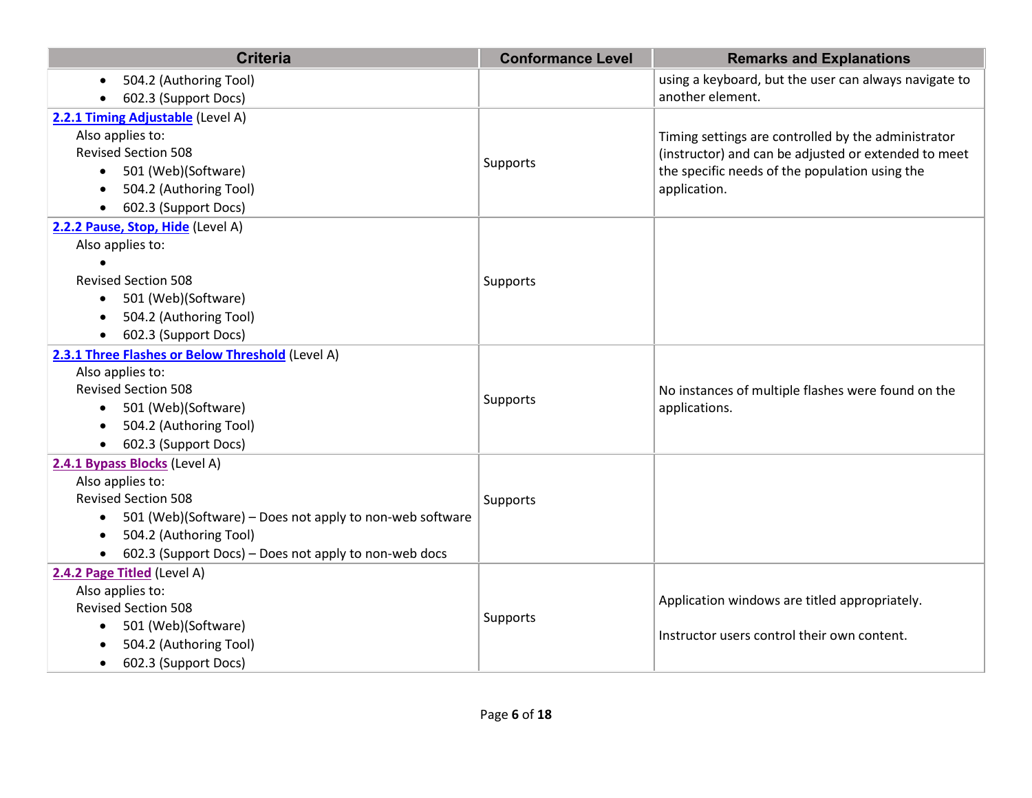| Criteria | Conformance Level | Remarks and Explanations |
|---|---|---|
| • 504.2 (Authoring Tool)<br>• 602.3 (Support Docs) | | using a keyboard, but the user can always navigate to another element. |
| **2.2.1 Timing Adjustable** (Level A)<br>Also applies to:<br>Revised Section 508<br>• 501 (Web)(Software)<br>• 504.2 (Authoring Tool)<br>• 602.3 (Support Docs) | Supports | Timing settings are controlled by the administrator (instructor) and can be adjusted or extended to meet the specific needs of the population using the application. |
| **2.2.2 Pause, Stop, Hide** (Level A)<br>Also applies to:<br>•<br>Revised Section 508<br>• 501 (Web)(Software)<br>• 504.2 (Authoring Tool)<br>• 602.3 (Support Docs) | Supports | |
| **2.3.1 Three Flashes or Below Threshold** (Level A)<br>Also applies to:<br>Revised Section 508<br>• 501 (Web)(Software)<br>• 504.2 (Authoring Tool)<br>• 602.3 (Support Docs) | Supports | No instances of multiple flashes were found on the applications. |
| **2.4.1 Bypass Blocks** (Level A)<br>Also applies to:<br>Revised Section 508<br>• 501 (Web)(Software) – Does not apply to non-web software<br>• 504.2 (Authoring Tool)<br>• 602.3 (Support Docs) – Does not apply to non-web docs | Supports | |
| **2.4.2 Page Titled** (Level A)<br>Also applies to:<br>Revised Section 508<br>• 501 (Web)(Software)<br>• 504.2 (Authoring Tool)<br>• 602.3 (Support Docs) | Supports | Application windows are titled appropriately.<br><br>Instructor users control their own content. |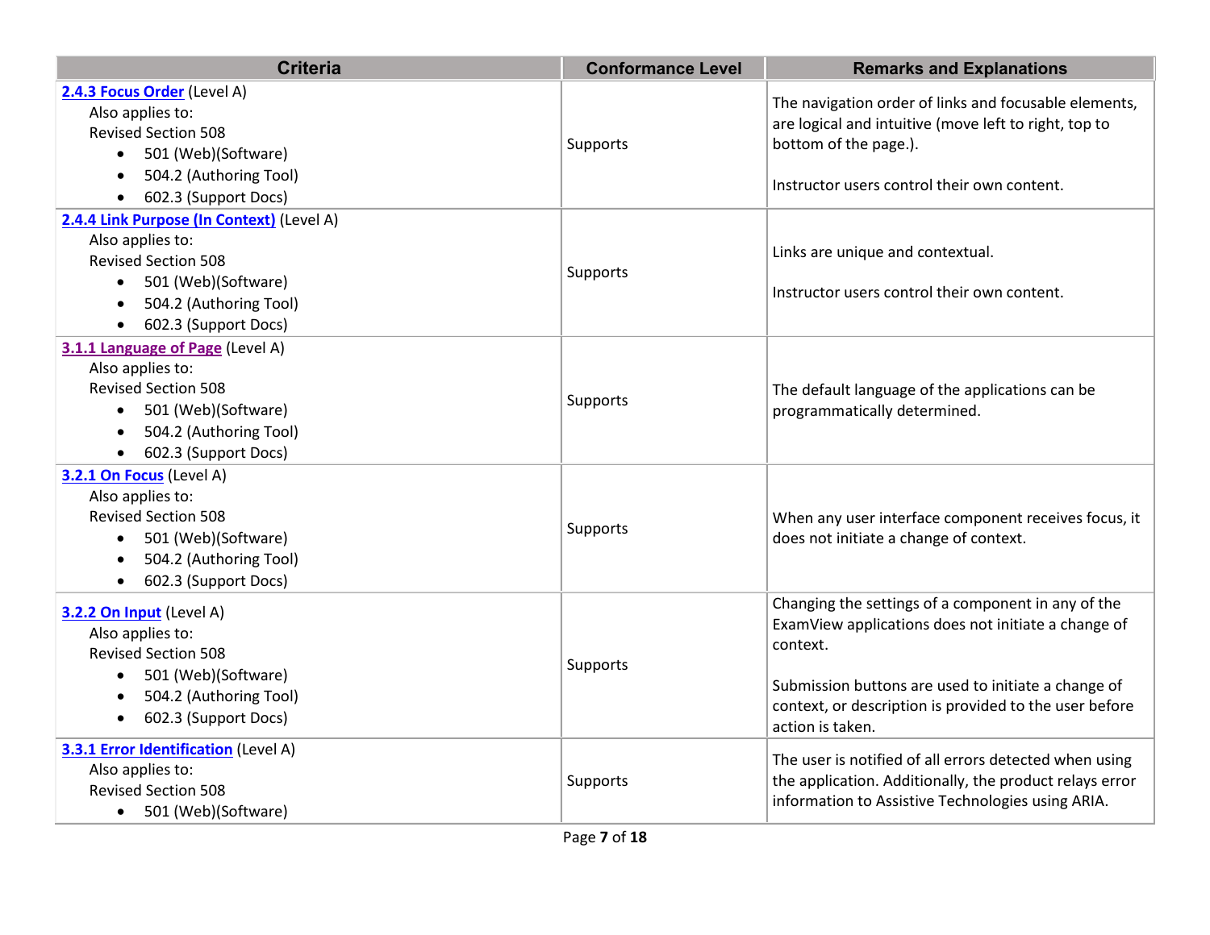| Criteria | Conformance Level | Remarks and Explanations |
| --- | --- | --- |
| **2.4.3 Focus Order** (Level A)<br>Also applies to:<br>Revised Section 508<br>• 501 (Web)(Software)<br>• 504.2 (Authoring Tool)<br>• 602.3 (Support Docs) | Supports | The navigation order of links and focusable elements, are logical and intuitive (move left to right, top to bottom of the page.).<br><br>Instructor users control their own content. |
| **2.4.4 Link Purpose (In Context)** (Level A)<br>Also applies to:<br>Revised Section 508<br>• 501 (Web)(Software)<br>• 504.2 (Authoring Tool)<br>• 602.3 (Support Docs) | Supports | Links are unique and contextual.<br><br>Instructor users control their own content. |
| **3.1.1 Language of Page** (Level A)<br>Also applies to:<br>Revised Section 508<br>• 501 (Web)(Software)<br>• 504.2 (Authoring Tool)<br>• 602.3 (Support Docs) | Supports | The default language of the applications can be programmatically determined. |
| **3.2.1 On Focus** (Level A)<br>Also applies to:<br>Revised Section 508<br>• 501 (Web)(Software)<br>• 504.2 (Authoring Tool)<br>• 602.3 (Support Docs) | Supports | When any user interface component receives focus, it does not initiate a change of context. |
| **3.2.2 On Input** (Level A)<br>Also applies to:<br>Revised Section 508<br>• 501 (Web)(Software)<br>• 504.2 (Authoring Tool)<br>• 602.3 (Support Docs) | Supports | Changing the settings of a component in any of the ExamView applications does not initiate a change of context.<br><br>Submission buttons are used to initiate a change of context, or description is provided to the user before action is taken. |
| **3.3.1 Error Identification** (Level A)<br>Also applies to:<br>Revised Section 508<br>• 501 (Web)(Software) | Supports | The user is notified of all errors detected when using the application. Additionally, the product relays error information to Assistive Technologies using ARIA. |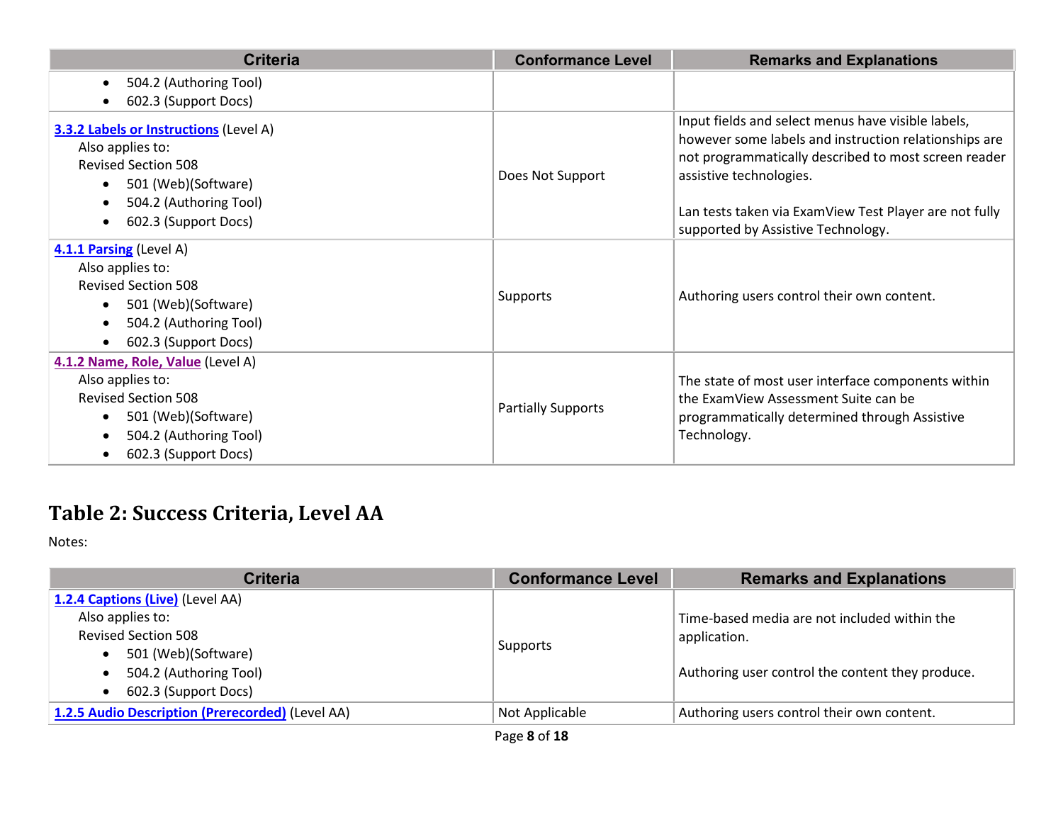| Criteria | Conformance Level | Remarks and Explanations |
| --- | --- | --- |
| • 504.2 (Authoring Tool)<br>• 602.3 (Support Docs) | | |
| **3.3.2 Labels or Instructions** (Level A)<br>Also applies to:<br>Revised Section 508<br>• 501 (Web)(Software)<br>• 504.2 (Authoring Tool)<br>• 602.3 (Support Docs) | Does Not Support | Input fields and select menus have visible labels, however some labels and instruction relationships are not programmatically described to most screen reader assistive technologies.<br><br>Lan tests taken via ExamView Test Player are not fully supported by Assistive Technology. |
| **4.1.1 Parsing** (Level A)<br>Also applies to:<br>Revised Section 508<br>• 501 (Web)(Software)<br>• 504.2 (Authoring Tool)<br>• 602.3 (Support Docs) | Supports | Authoring users control their own content. |
| **4.1.2 Name, Role, Value** (Level A)<br>Also applies to:<br>Revised Section 508<br>• 501 (Web)(Software)<br>• 504.2 (Authoring Tool)<br>• 602.3 (Support Docs) | Partially Supports | The state of most user interface components within the ExamView Assessment Suite can be programmatically determined through Assistive Technology. |

## Table 2: Success Criteria, Level AA

Notes:

| Criteria | Conformance Level | Remarks and Explanations |
| --- | --- | --- |
| **1.2.4 Captions (Live)** (Level AA)<br>Also applies to:<br>Revised Section 508<br>• 501 (Web)(Software)<br>• 504.2 (Authoring Tool)<br>• 602.3 (Support Docs) | Supports | Time-based media are not included within the application.<br><br>Authoring user control the content they produce. |
| **1.2.5 Audio Description (Prerecorded)** (Level AA) | Not Applicable | Authoring users control their own content. |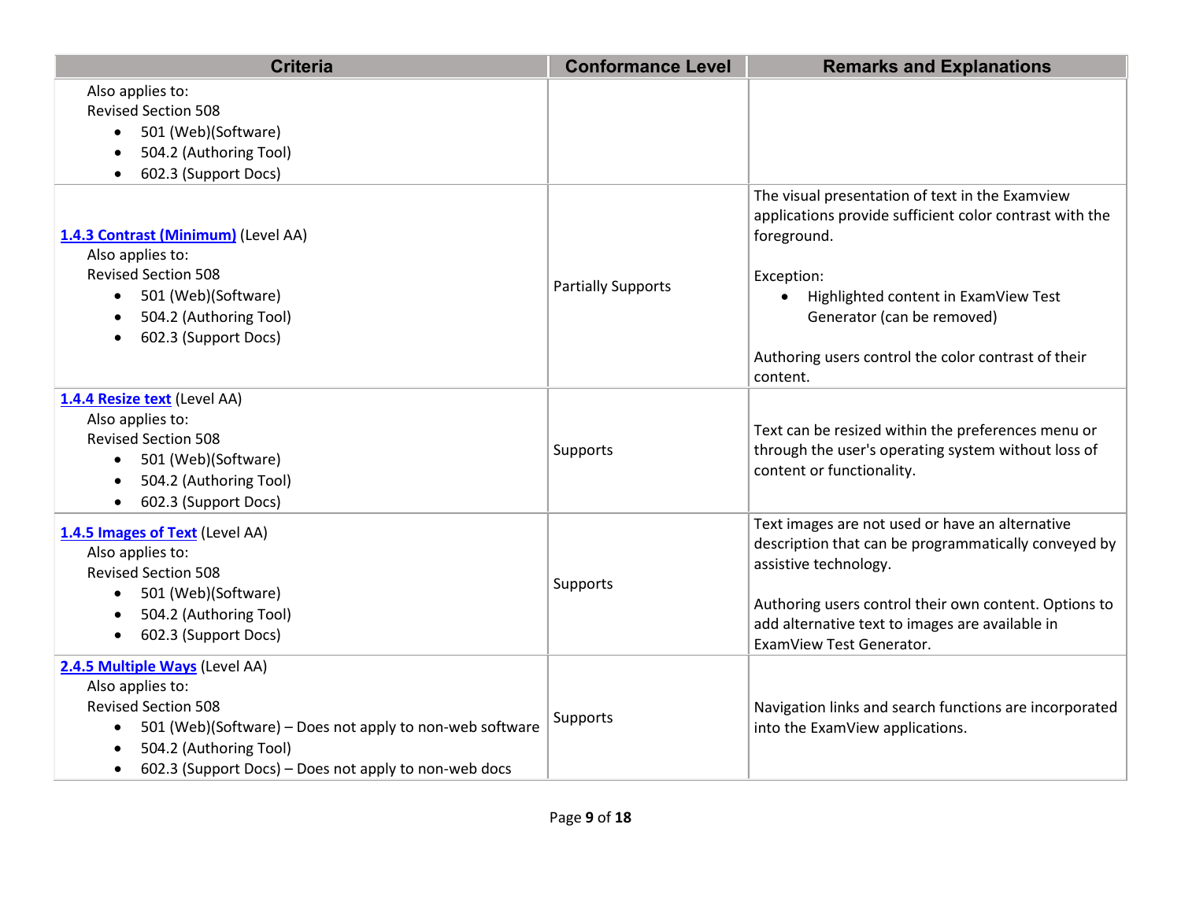| Criteria | Conformance Level | Remarks and Explanations |
|---|---|---|
| Also applies to:<br>Revised Section 508<br>• 501 (Web)(Software)<br>• 504.2 (Authoring Tool)<br>• 602.3 (Support Docs) | | |
| **1.4.3 Contrast (Minimum)** (Level AA)<br>Also applies to:<br>Revised Section 508<br>• 501 (Web)(Software)<br>• 504.2 (Authoring Tool)<br>• 602.3 (Support Docs) | Partially Supports | The visual presentation of text in the Examview applications provide sufficient color contrast with the foreground.<br><br>Exception:<br>• Highlighted content in ExamView Test Generator (can be removed)<br><br>Authoring users control the color contrast of their content. |
| **1.4.4 Resize text** (Level AA)<br>Also applies to:<br>Revised Section 508<br>• 501 (Web)(Software)<br>• 504.2 (Authoring Tool)<br>• 602.3 (Support Docs) | Supports | Text can be resized within the preferences menu or through the user's operating system without loss of content or functionality. |
| **1.4.5 Images of Text** (Level AA)<br>Also applies to:<br>Revised Section 508<br>• 501 (Web)(Software)<br>• 504.2 (Authoring Tool)<br>• 602.3 (Support Docs) | Supports | Text images are not used or have an alternative description that can be programmatically conveyed by assistive technology.<br><br>Authoring users control their own content. Options to add alternative text to images are available in ExamView Test Generator. |
| **2.4.5 Multiple Ways** (Level AA)<br>Also applies to:<br>Revised Section 508<br>• 501 (Web)(Software) – Does not apply to non-web software<br>• 504.2 (Authoring Tool)<br>• 602.3 (Support Docs) – Does not apply to non-web docs | Supports | Navigation links and search functions are incorporated into the ExamView applications. |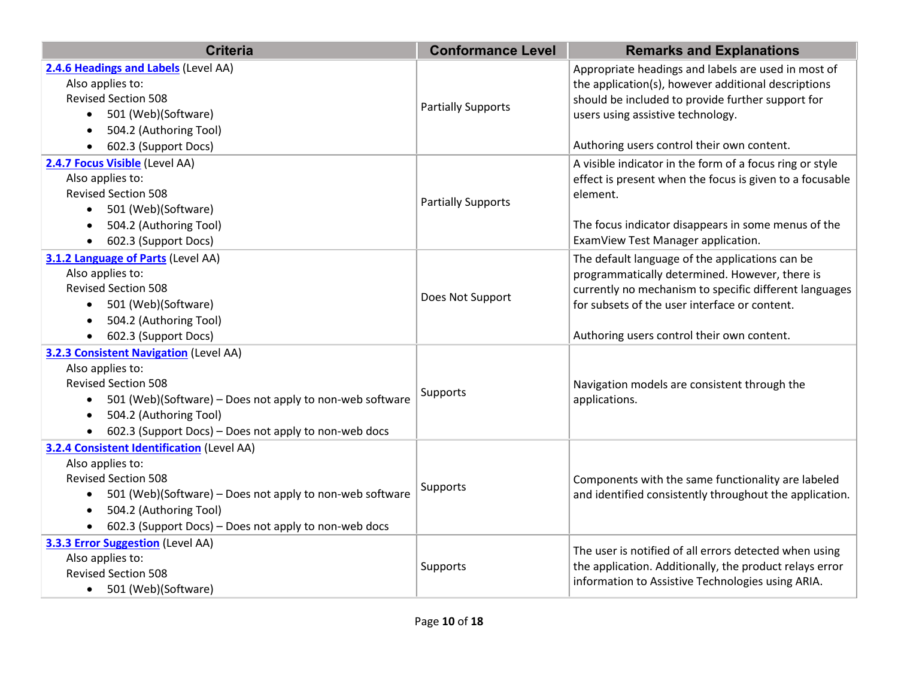| Criteria | Conformance Level | Remarks and Explanations |
|---|---|---|
| **2.4.6 Headings and Labels** (Level AA)<br>Also applies to:<br>Revised Section 508<br>• 501 (Web)(Software)<br>• 504.2 (Authoring Tool)<br>• 602.3 (Support Docs) | Partially Supports | Appropriate headings and labels are used in most of the application(s), however additional descriptions should be included to provide further support for users using assistive technology.<br><br>Authoring users control their own content. |
| **2.4.7 Focus Visible** (Level AA)<br>Also applies to:<br>Revised Section 508<br>• 501 (Web)(Software)<br>• 504.2 (Authoring Tool)<br>• 602.3 (Support Docs) | Partially Supports | A visible indicator in the form of a focus ring or style effect is present when the focus is given to a focusable element.<br><br>The focus indicator disappears in some menus of the ExamView Test Manager application. |
| **3.1.2 Language of Parts** (Level AA)<br>Also applies to:<br>Revised Section 508<br>• 501 (Web)(Software)<br>• 504.2 (Authoring Tool)<br>• 602.3 (Support Docs) | Does Not Support | The default language of the applications can be programmatically determined. However, there is currently no mechanism to specific different languages for subsets of the user interface or content.<br><br>Authoring users control their own content. |
| **3.2.3 Consistent Navigation** (Level AA)<br>Also applies to:<br>Revised Section 508<br>• 501 (Web)(Software) – Does not apply to non-web software<br>• 504.2 (Authoring Tool)<br>• 602.3 (Support Docs) – Does not apply to non-web docs | Supports | Navigation models are consistent through the applications. |
| **3.2.4 Consistent Identification** (Level AA)<br>Also applies to:<br>Revised Section 508<br>• 501 (Web)(Software) – Does not apply to non-web software<br>• 504.2 (Authoring Tool)<br>• 602.3 (Support Docs) – Does not apply to non-web docs | Supports | Components with the same functionality are labeled and identified consistently throughout the application. |
| **3.3.3 Error Suggestion** (Level AA)<br>Also applies to:<br>Revised Section 508<br>• 501 (Web)(Software) | Supports | The user is notified of all errors detected when using the application. Additionally, the product relays error information to Assistive Technologies using ARIA. |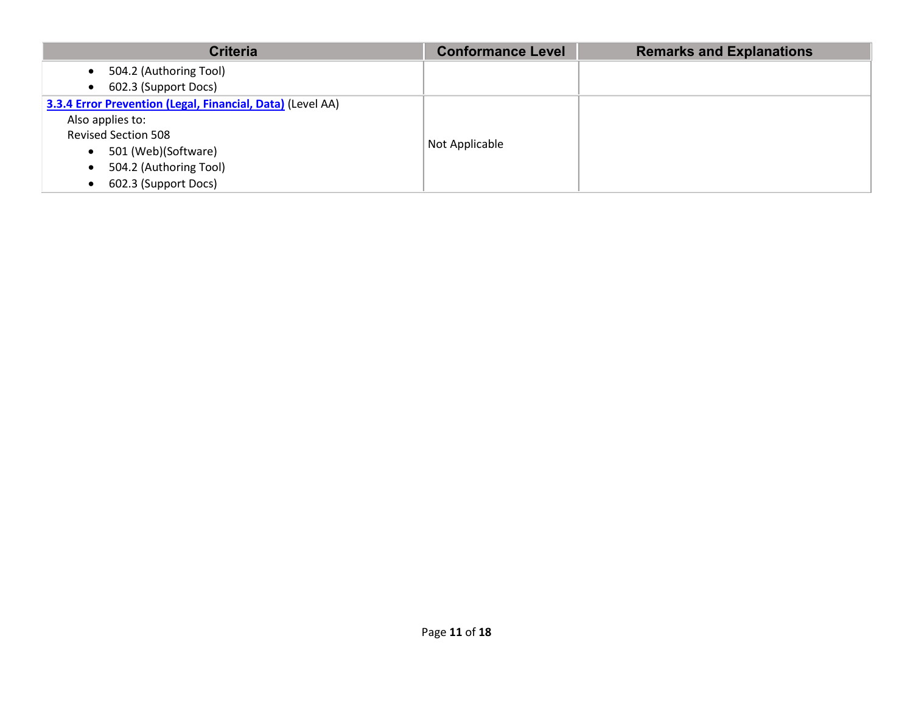| Criteria | Conformance Level | Remarks and Explanations |
| --- | --- | --- |
| • 504.2 (Authoring Tool)<br>• 602.3 (Support Docs) | | |
| **3.3.4 Error Prevention (Legal, Financial, Data)** (Level AA)<br>Also applies to:<br>Revised Section 508<br>• 501 (Web)(Software)<br>• 504.2 (Authoring Tool)<br>• 602.3 (Support Docs) | Not Applicable | |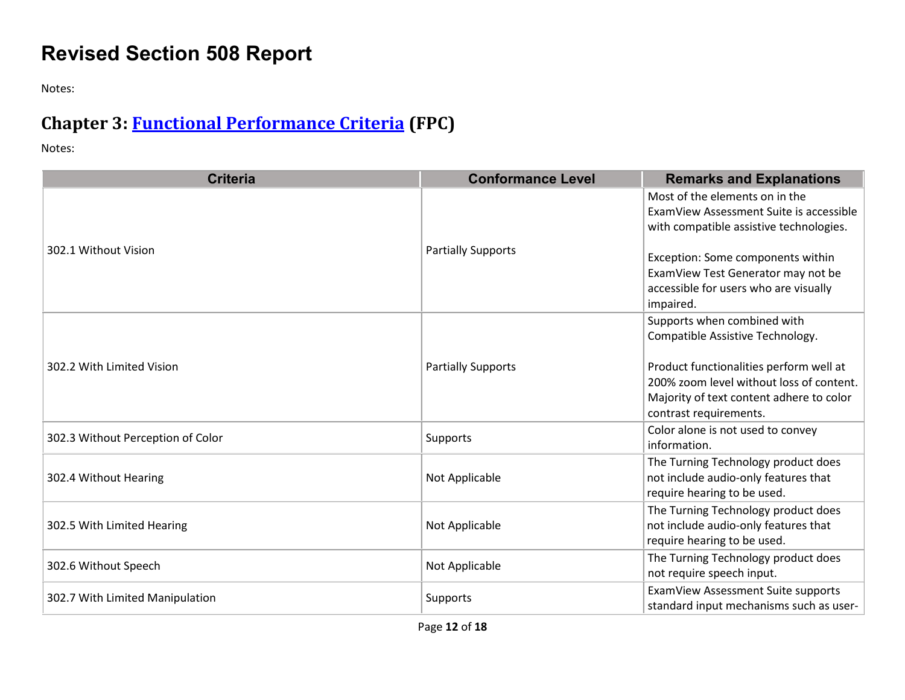# Revised Section 508 Report

Notes:

## Chapter 3: Functional Performance Criteria (FPC)

Notes:

| Criteria | Conformance Level | Remarks and Explanations |
|---|---|---|
| 302.1 Without Vision | Partially Supports | Most of the elements on in the ExamView Assessment Suite is accessible with compatible assistive technologies.<br><br>Exception: Some components within ExamView Test Generator may not be accessible for users who are visually impaired. |
| 302.2 With Limited Vision | Partially Supports | Supports when combined with Compatible Assistive Technology.<br><br>Product functionalities perform well at 200% zoom level without loss of content. Majority of text content adhere to color contrast requirements. |
| 302.3 Without Perception of Color | Supports | Color alone is not used to convey information. |
| 302.4 Without Hearing | Not Applicable | The Turning Technology product does not include audio-only features that require hearing to be used. |
| 302.5 With Limited Hearing | Not Applicable | The Turning Technology product does not include audio-only features that require hearing to be used. |
| 302.6 Without Speech | Not Applicable | The Turning Technology product does not require speech input. |
| 302.7 With Limited Manipulation | Supports | ExamView Assessment Suite supports standard input mechanisms such as user- |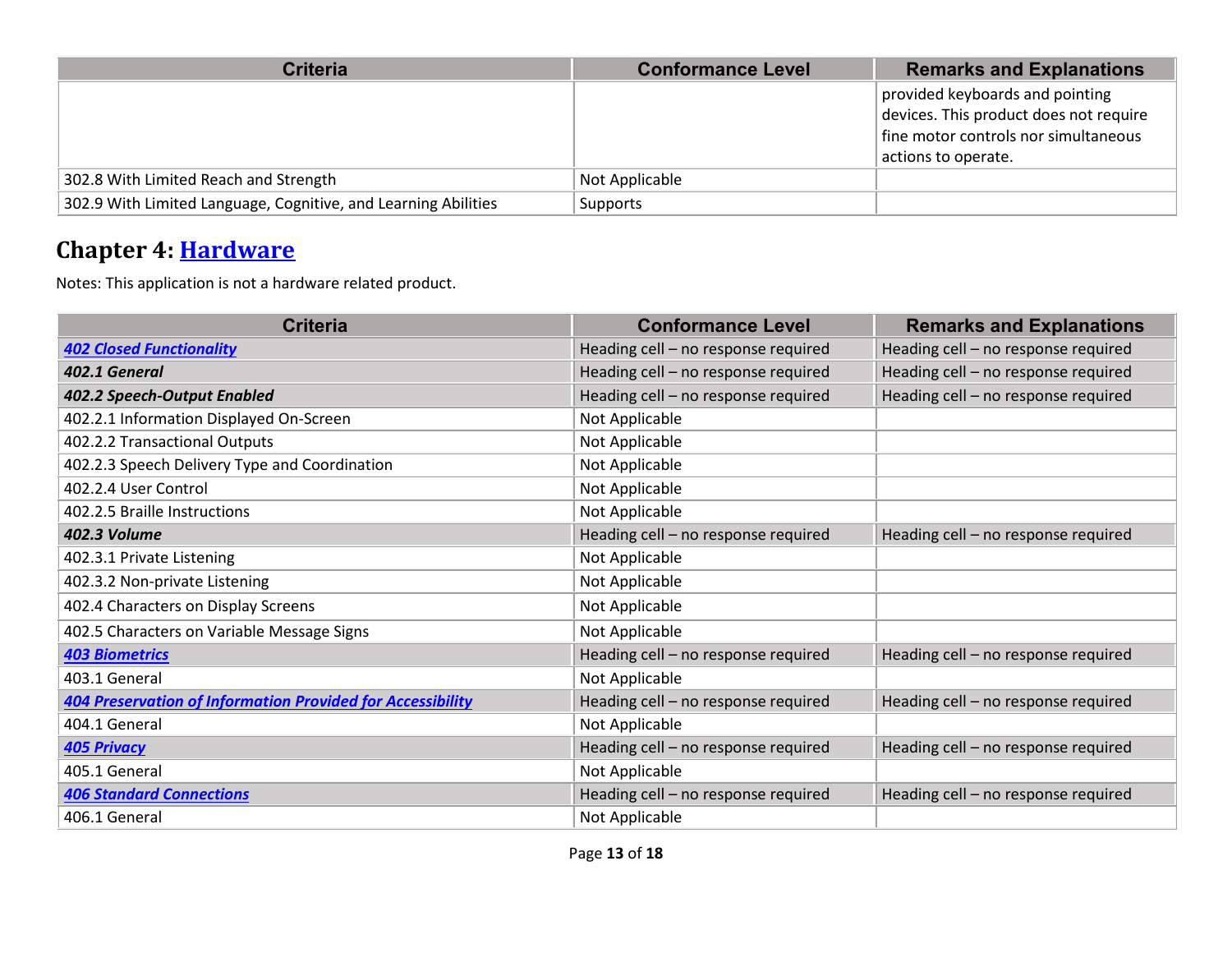| Criteria | Conformance Level | Remarks and Explanations |
|---|---|---|
| | | provided keyboards and pointing devices. This product does not require fine motor controls nor simultaneous actions to operate. |
| 302.8 With Limited Reach and Strength | Not Applicable | |
| 302.9 With Limited Language, Cognitive, and Learning Abilities | Supports | |

## Chapter 4: [Hardware]

Notes: This application is not a hardware related product.

| Criteria | Conformance Level | Remarks and Explanations |
|---|---|---|
| ***[402 Closed Functionality]*** | Heading cell – no response required | Heading cell – no response required |
| ***402.1 General*** | Heading cell – no response required | Heading cell – no response required |
| ***402.2 Speech-Output Enabled*** | Heading cell – no response required | Heading cell – no response required |
| 402.2.1 Information Displayed On-Screen | Not Applicable | |
| 402.2.2 Transactional Outputs | Not Applicable | |
| 402.2.3 Speech Delivery Type and Coordination | Not Applicable | |
| 402.2.4 User Control | Not Applicable | |
| 402.2.5 Braille Instructions | Not Applicable | |
| ***402.3 Volume*** | Heading cell – no response required | Heading cell – no response required |
| 402.3.1 Private Listening | Not Applicable | |
| 402.3.2 Non-private Listening | Not Applicable | |
| 402.4 Characters on Display Screens | Not Applicable | |
| 402.5 Characters on Variable Message Signs | Not Applicable | |
| ***[403 Biometrics]*** | Heading cell – no response required | Heading cell – no response required |
| 403.1 General | Not Applicable | |
| ***[404 Preservation of Information Provided for Accessibility]*** | Heading cell – no response required | Heading cell – no response required |
| 404.1 General | Not Applicable | |
| ***[405 Privacy]*** | Heading cell – no response required | Heading cell – no response required |
| 405.1 General | Not Applicable | |
| ***[406 Standard Connections]*** | Heading cell – no response required | Heading cell – no response required |
| 406.1 General | Not Applicable | |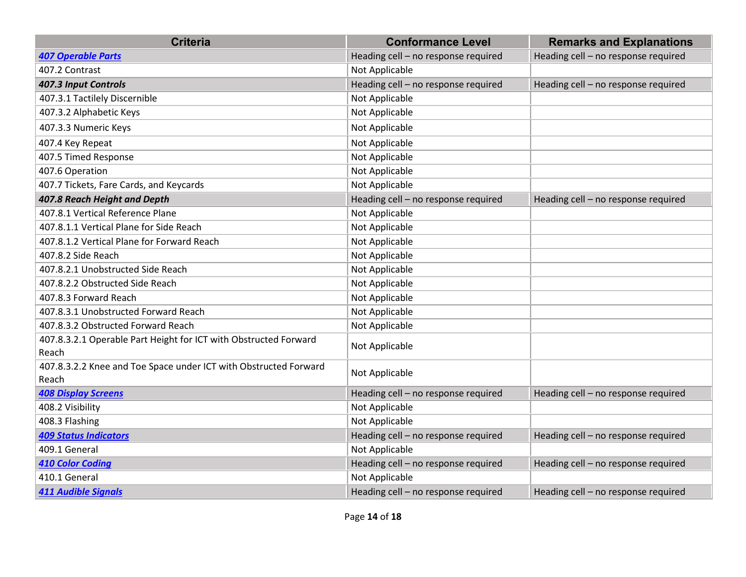| Criteria | Conformance Level | Remarks and Explanations |
|---|---|---|
| ***[407 Operable Parts]()*** | Heading cell – no response required | Heading cell – no response required |
| 407.2 Contrast | Not Applicable | |
| ***407.3 Input Controls*** | Heading cell – no response required | Heading cell – no response required |
| 407.3.1 Tactilely Discernible | Not Applicable | |
| 407.3.2 Alphabetic Keys | Not Applicable | |
| 407.3.3 Numeric Keys | Not Applicable | |
| 407.4 Key Repeat | Not Applicable | |
| 407.5 Timed Response | Not Applicable | |
| 407.6 Operation | Not Applicable | |
| 407.7 Tickets, Fare Cards, and Keycards | Not Applicable | |
| ***407.8 Reach Height and Depth*** | Heading cell – no response required | Heading cell – no response required |
| 407.8.1 Vertical Reference Plane | Not Applicable | |
| 407.8.1.1 Vertical Plane for Side Reach | Not Applicable | |
| 407.8.1.2 Vertical Plane for Forward Reach | Not Applicable | |
| 407.8.2 Side Reach | Not Applicable | |
| 407.8.2.1 Unobstructed Side Reach | Not Applicable | |
| 407.8.2.2 Obstructed Side Reach | Not Applicable | |
| 407.8.3 Forward Reach | Not Applicable | |
| 407.8.3.1 Unobstructed Forward Reach | Not Applicable | |
| 407.8.3.2 Obstructed Forward Reach | Not Applicable | |
| 407.8.3.2.1 Operable Part Height for ICT with Obstructed Forward Reach | Not Applicable | |
| 407.8.3.2.2 Knee and Toe Space under ICT with Obstructed Forward Reach | Not Applicable | |
| ***[408 Display Screens]()*** | Heading cell – no response required | Heading cell – no response required |
| 408.2 Visibility | Not Applicable | |
| 408.3 Flashing | Not Applicable | |
| ***[409 Status Indicators]()*** | Heading cell – no response required | Heading cell – no response required |
| 409.1 General | Not Applicable | |
| ***[410 Color Coding]()*** | Heading cell – no response required | Heading cell – no response required |
| 410.1 General | Not Applicable | |
| ***[411 Audible Signals]()*** | Heading cell – no response required | Heading cell – no response required |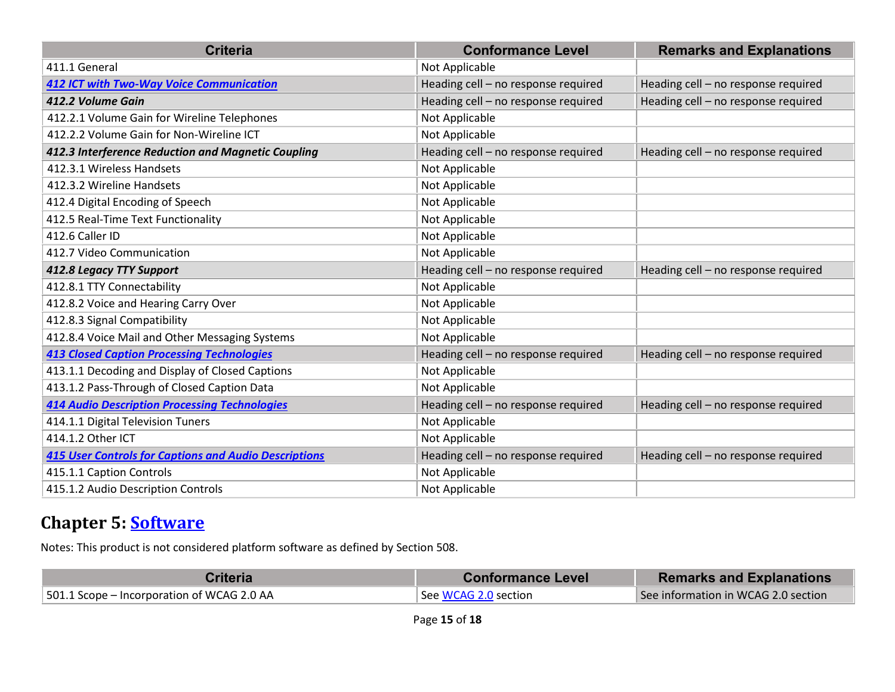| Criteria | Conformance Level | Remarks and Explanations |
|---|---|---|
| 411.1 General | Not Applicable | |
| ***[412 ICT with Two-Way Voice Communication](#)*** | Heading cell – no response required | Heading cell – no response required |
| ***412.2 Volume Gain*** | Heading cell – no response required | Heading cell – no response required |
| 412.2.1 Volume Gain for Wireline Telephones | Not Applicable | |
| 412.2.2 Volume Gain for Non-Wireline ICT | Not Applicable | |
| ***412.3 Interference Reduction and Magnetic Coupling*** | Heading cell – no response required | Heading cell – no response required |
| 412.3.1 Wireless Handsets | Not Applicable | |
| 412.3.2 Wireline Handsets | Not Applicable | |
| 412.4 Digital Encoding of Speech | Not Applicable | |
| 412.5 Real-Time Text Functionality | Not Applicable | |
| 412.6 Caller ID | Not Applicable | |
| 412.7 Video Communication | Not Applicable | |
| ***412.8 Legacy TTY Support*** | Heading cell – no response required | Heading cell – no response required |
| 412.8.1 TTY Connectability | Not Applicable | |
| 412.8.2 Voice and Hearing Carry Over | Not Applicable | |
| 412.8.3 Signal Compatibility | Not Applicable | |
| 412.8.4 Voice Mail and Other Messaging Systems | Not Applicable | |
| ***[413 Closed Caption Processing Technologies](#)*** | Heading cell – no response required | Heading cell – no response required |
| 413.1.1 Decoding and Display of Closed Captions | Not Applicable | |
| 413.1.2 Pass-Through of Closed Caption Data | Not Applicable | |
| ***[414 Audio Description Processing Technologies](#)*** | Heading cell – no response required | Heading cell – no response required |
| 414.1.1 Digital Television Tuners | Not Applicable | |
| 414.1.2 Other ICT | Not Applicable | |
| ***[415 User Controls for Captions and Audio Descriptions](#)*** | Heading cell – no response required | Heading cell – no response required |
| 415.1.1 Caption Controls | Not Applicable | |
| 415.1.2 Audio Description Controls | Not Applicable | |

## Chapter 5: [Software](#)

Notes: This product is not considered platform software as defined by Section 508.

| Criteria | Conformance Level | Remarks and Explanations |
|---|---|---|
| 501.1 Scope – Incorporation of WCAG 2.0 AA | See [WCAG 2.0](#) section | See information in WCAG 2.0 section |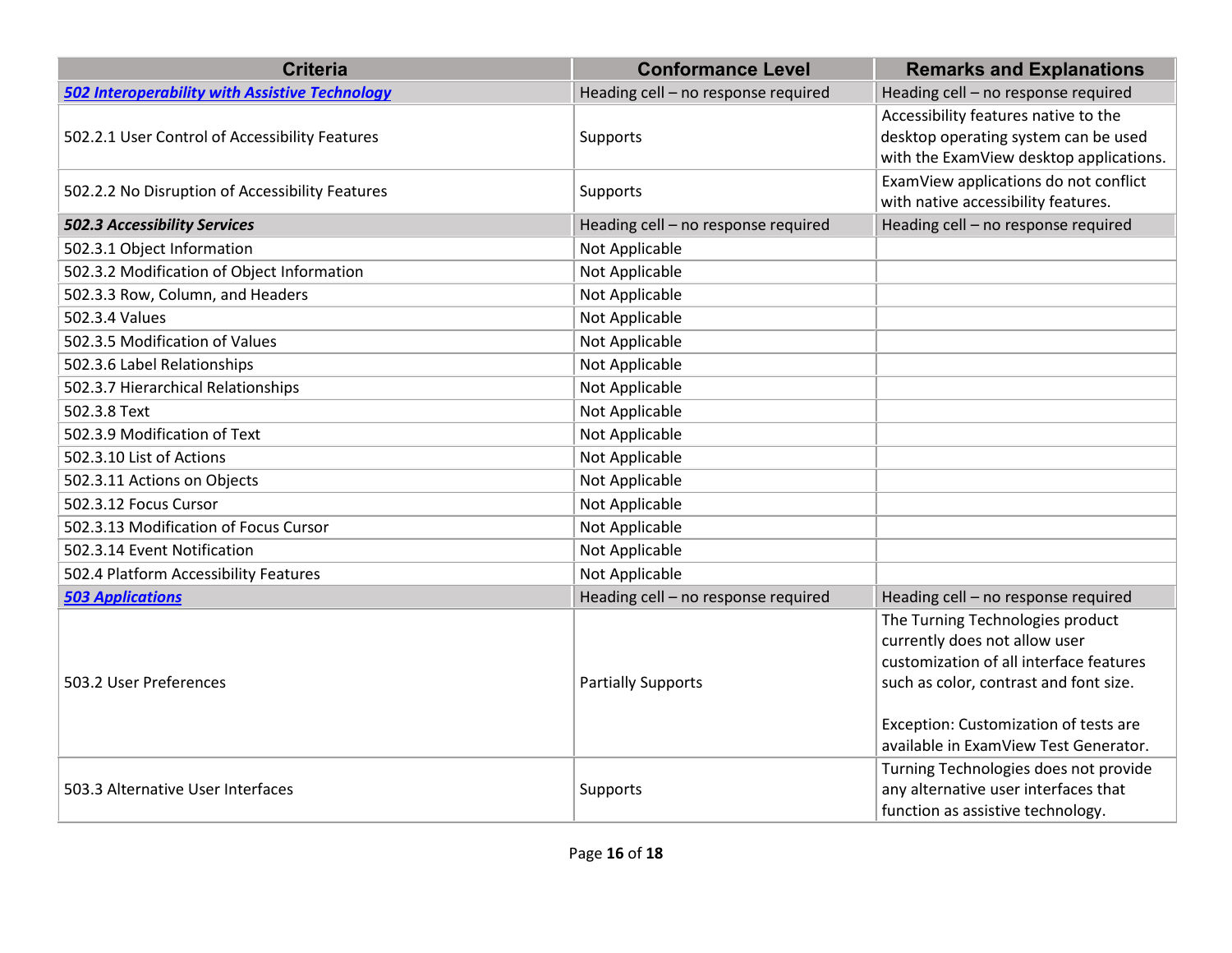| Criteria | Conformance Level | Remarks and Explanations |
|---|---|---|
| ***[502 Interoperability with Assistive Technology]*** | Heading cell – no response required | Heading cell – no response required |
| 502.2.1 User Control of Accessibility Features | Supports | Accessibility features native to the desktop operating system can be used with the ExamView desktop applications. |
| 502.2.2 No Disruption of Accessibility Features | Supports | ExamView applications do not conflict with native accessibility features. |
| ***502.3 Accessibility Services*** | Heading cell – no response required | Heading cell – no response required |
| 502.3.1 Object Information | Not Applicable | |
| 502.3.2 Modification of Object Information | Not Applicable | |
| 502.3.3 Row, Column, and Headers | Not Applicable | |
| 502.3.4 Values | Not Applicable | |
| 502.3.5 Modification of Values | Not Applicable | |
| 502.3.6 Label Relationships | Not Applicable | |
| 502.3.7 Hierarchical Relationships | Not Applicable | |
| 502.3.8 Text | Not Applicable | |
| 502.3.9 Modification of Text | Not Applicable | |
| 502.3.10 List of Actions | Not Applicable | |
| 502.3.11 Actions on Objects | Not Applicable | |
| 502.3.12 Focus Cursor | Not Applicable | |
| 502.3.13 Modification of Focus Cursor | Not Applicable | |
| 502.3.14 Event Notification | Not Applicable | |
| 502.4 Platform Accessibility Features | Not Applicable | |
| ***[503 Applications]*** | Heading cell – no response required | Heading cell – no response required |
| 503.2 User Preferences | Partially Supports | The Turning Technologies product currently does not allow user customization of all interface features such as color, contrast and font size.<br><br>Exception: Customization of tests are available in ExamView Test Generator. |
| 503.3 Alternative User Interfaces | Supports | Turning Technologies does not provide any alternative user interfaces that function as assistive technology. |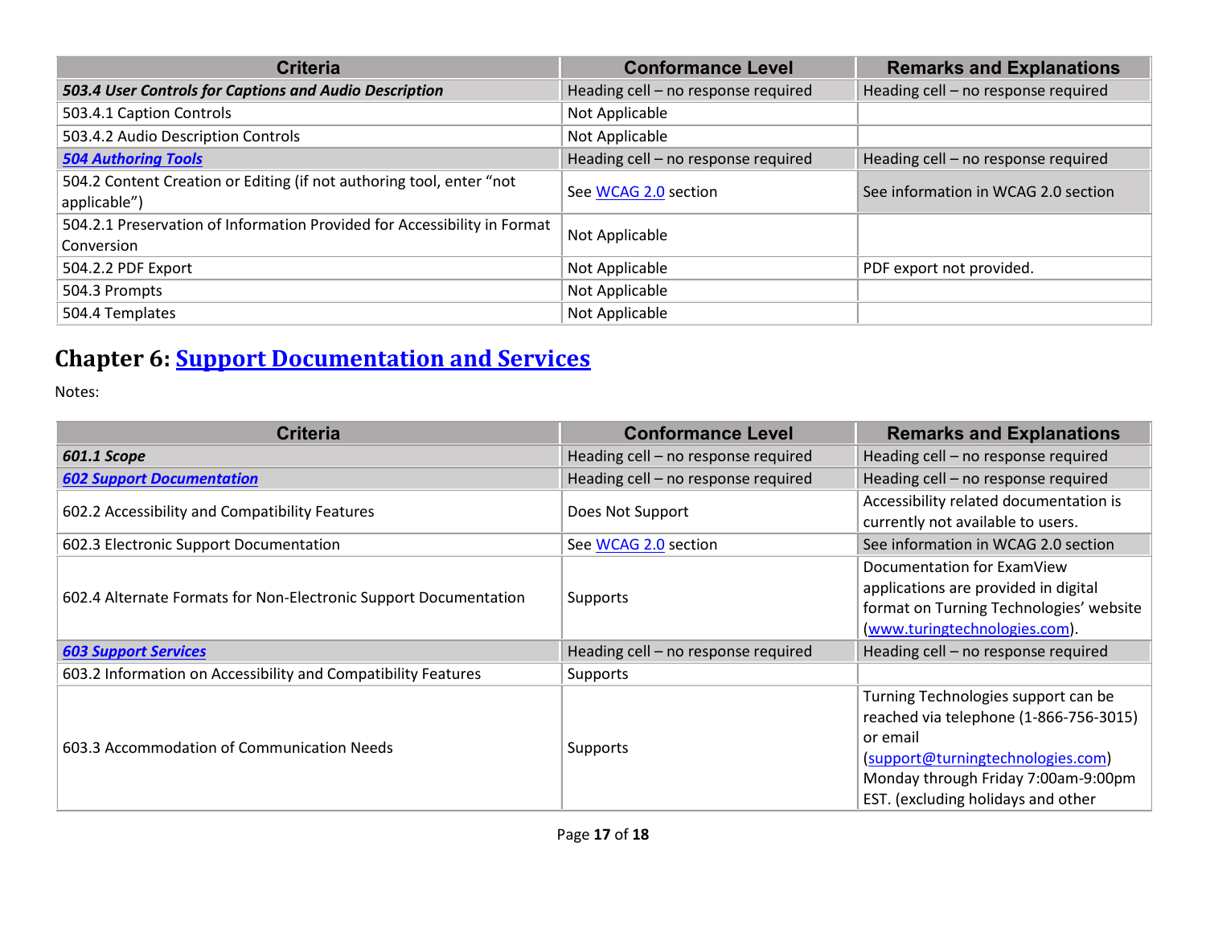| Criteria | Conformance Level | Remarks and Explanations |
| --- | --- | --- |
| ***503.4 User Controls for Captions and Audio Description*** | Heading cell – no response required | Heading cell – no response required |
| 503.4.1 Caption Controls | Not Applicable | |
| 503.4.2 Audio Description Controls | Not Applicable | |
| ***504 Authoring Tools*** | Heading cell – no response required | Heading cell – no response required |
| 504.2 Content Creation or Editing (if not authoring tool, enter "not applicable") | See WCAG 2.0 section | See information in WCAG 2.0 section |
| 504.2.1 Preservation of Information Provided for Accessibility in Format Conversion | Not Applicable | |
| 504.2.2 PDF Export | Not Applicable | PDF export not provided. |
| 504.3 Prompts | Not Applicable | |
| 504.4 Templates | Not Applicable | |

## Chapter 6: Support Documentation and Services

Notes:

| Criteria | Conformance Level | Remarks and Explanations |
| --- | --- | --- |
| ***601.1 Scope*** | Heading cell – no response required | Heading cell – no response required |
| ***602 Support Documentation*** | Heading cell – no response required | Heading cell – no response required |
| 602.2 Accessibility and Compatibility Features | Does Not Support | Accessibility related documentation is currently not available to users. |
| 602.3 Electronic Support Documentation | See WCAG 2.0 section | See information in WCAG 2.0 section |
| 602.4 Alternate Formats for Non-Electronic Support Documentation | Supports | Documentation for ExamView applications are provided in digital format on Turning Technologies' website (www.turingtechnologies.com). |
| ***603 Support Services*** | Heading cell – no response required | Heading cell – no response required |
| 603.2 Information on Accessibility and Compatibility Features | Supports | |
| 603.3 Accommodation of Communication Needs | Supports | Turning Technologies support can be reached via telephone (1-866-756-3015) or email (support@turningtechnologies.com) Monday through Friday 7:00am-9:00pm EST. (excluding holidays and other |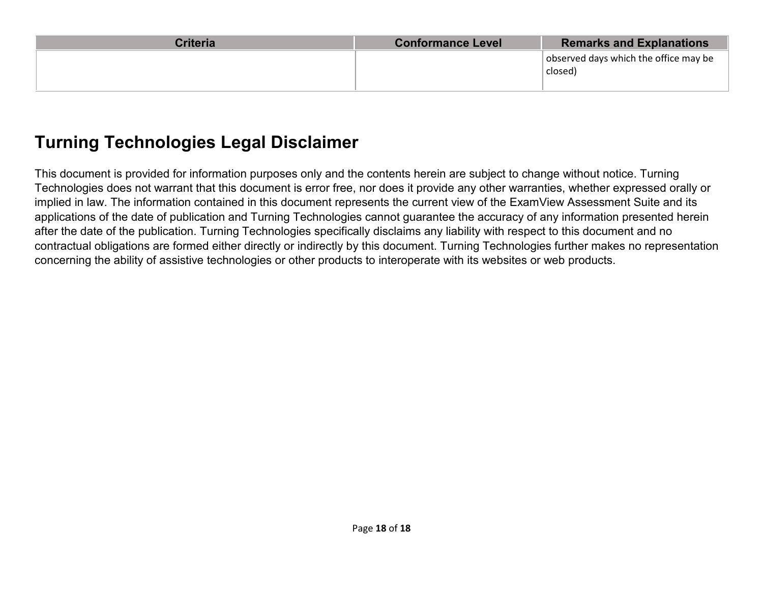| Criteria | Conformance Level | Remarks and Explanations |
| --- | --- | --- |
| | | observed days which the office may be closed) |

## Turning Technologies Legal Disclaimer

This document is provided for information purposes only and the contents herein are subject to change without notice. Turning Technologies does not warrant that this document is error free, nor does it provide any other warranties, whether expressed orally or implied in law. The information contained in this document represents the current view of the ExamView Assessment Suite and its applications of the date of publication and Turning Technologies cannot guarantee the accuracy of any information presented herein after the date of the publication. Turning Technologies specifically disclaims any liability with respect to this document and no contractual obligations are formed either directly or indirectly by this document. Turning Technologies further makes no representation concerning the ability of assistive technologies or other products to interoperate with its websites or web products.